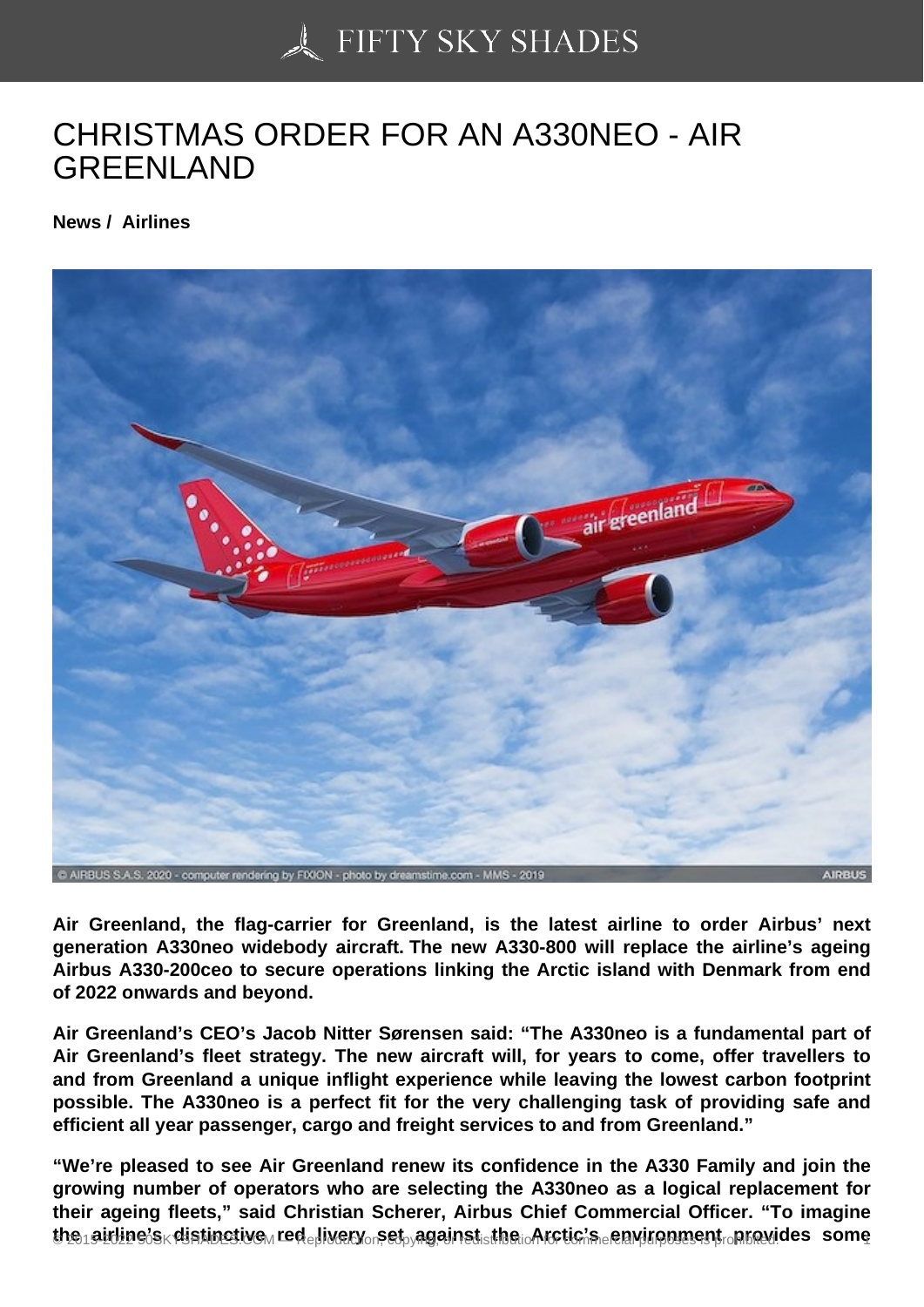# CHRISTMAS ORDER FOR AN A330NEO - AIR GREENLAND

**News / Airlines**

© AIRBUS S.A.S. 2020 - computer rendering by FIXION - photo by dreamstime.com - MMS - 2019

**Air Greenland, the flag-carrier for Greenland, is the latest airline to order Airbus' next generation A330neo widebody aircraft. The new A330-800 will replace the airline's ageing Airbus A330-200ceo to secure operations linking the Arctic island with Denmark from end of 2022 onwards and beyond.**

**Air Greenland's CEO's Jacob Nitter Sørensen said: "The A330neo is a fundamental part of Air Greenland's fleet strategy. The new aircraft will, for years to come, offer travellers to and from Greenland a unique inflight experience while leaving the lowest carbon footprint possible. The A330neo is a perfect fit for the very challenging task of providing safe and efficient all year passenger, cargo and freight services to and from Greenland."**

**"We're pleased to see Air Greenland renew its confidence in the A330 Family and join the growing number of operators who are selecting the A330neo as a logical replacement for their ageing fleets," said Christian Scherer, Airbus Chief Commercial Officer. "To imagine the airline's distinctive red livery set against the Arctic's environment provides some**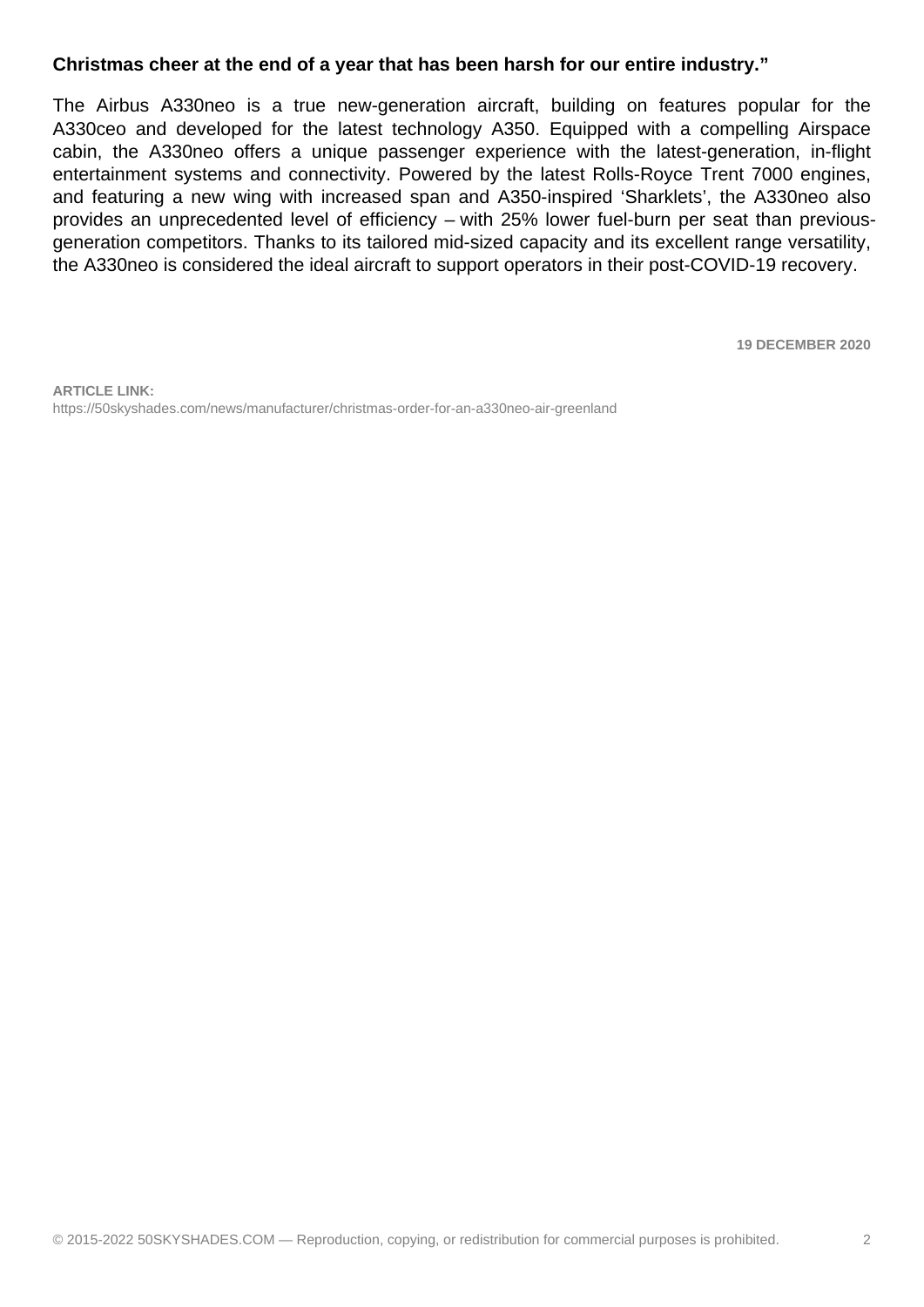**Christmas cheer at the end of a year that has been harsh for our entire industry.”**

The Airbus A330neo is a true new-generation aircraft, building on features popular for the A330ceo and developed for the latest technology A350. Equipped with a compelling Airspace cabin, the A330neo offers a unique passenger experience with the latest-generation, in-flight entertainment systems and connectivity. Powered by the latest Rolls-Royce Trent 7000 engines, and featuring a new wing with increased span and A350-inspired ‘Sharklets’, the A330neo also provides an unprecedented level of efficiency – with 25% lower fuel-burn per seat than previous-generation competitors. Thanks to its tailored mid-sized capacity and its excellent range versatility, the A330neo is considered the ideal aircraft to support operators in their post-COVID-19 recovery.

**19 DECEMBER 2020**

**ARTICLE LINK:**
https://50skyshades.com/news/manufacturer/christmas-order-for-an-a330neo-air-greenland

© 2015-2022 50SKYSHADES.COM — Reproduction, copying, or redistribution for commercial purposes is prohibited.